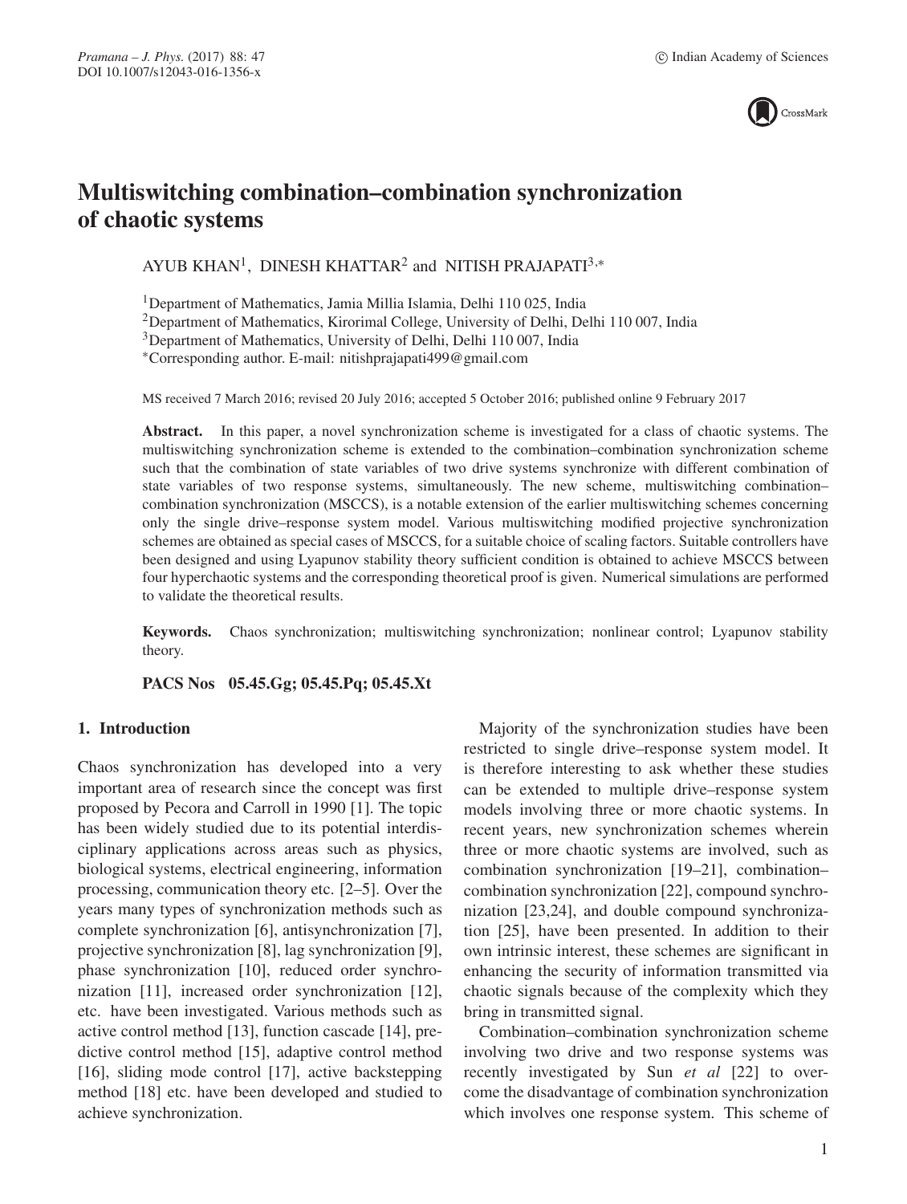# Multiswitching combination–combination synchronization of chaotic systems

AYUB KHAN[1], DINESH KHATTAR[2] and NITISH PRAJAPATI[3,*]

[1]Department of Mathematics, Jamia Millia Islamia, Delhi 110 025, India
[2]Department of Mathematics, Kirorimal College, University of Delhi, Delhi 110 007, India
[3]Department of Mathematics, University of Delhi, Delhi 110 007, India
[*]Corresponding author. E-mail: nitishprajapati499@gmail.com

MS received 7 March 2016; revised 20 July 2016; accepted 5 October 2016; published online 9 February 2017

**Abstract.** In this paper, a novel synchronization scheme is investigated for a class of chaotic systems. The multiswitching synchronization scheme is extended to the combination–combination synchronization scheme such that the combination of state variables of two drive systems synchronize with different combination of state variables of two response systems, simultaneously. The new scheme, multiswitching combination–combination synchronization (MSCCS), is a notable extension of the earlier multiswitching schemes concerning only the single drive–response system model. Various multiswitching modified projective synchronization schemes are obtained as special cases of MSCCS, for a suitable choice of scaling factors. Suitable controllers have been designed and using Lyapunov stability theory sufficient condition is obtained to achieve MSCCS between four hyperchaotic systems and the corresponding theoretical proof is given. Numerical simulations are performed to validate the theoretical results.

**Keywords.** Chaos synchronization; multiswitching synchronization; nonlinear control; Lyapunov stability theory.

**PACS Nos 05.45.Gg; 05.45.Pq; 05.45.Xt**

## 1. Introduction

Chaos synchronization has developed into a very important area of research since the concept was first proposed by Pecora and Carroll in 1990 [1]. The topic has been widely studied due to its potential interdisciplinary applications across areas such as physics, biological systems, electrical engineering, information processing, communication theory etc. [2–5]. Over the years many types of synchronization methods such as complete synchronization [6], antisynchronization [7], projective synchronization [8], lag synchronization [9], phase synchronization [10], reduced order synchronization [11], increased order synchronization [12], etc. have been investigated. Various methods such as active control method [13], function cascade [14], predictive control method [15], adaptive control method [16], sliding mode control [17], active backstepping method [18] etc. have been developed and studied to achieve synchronization.

Majority of the synchronization studies have been restricted to single drive–response system model. It is therefore interesting to ask whether these studies can be extended to multiple drive–response system models involving three or more chaotic systems. In recent years, new synchronization schemes wherein three or more chaotic systems are involved, such as combination synchronization [19–21], combination–combination synchronization [22], compound synchronization [23,24], and double compound synchronization [25], have been presented. In addition to their own intrinsic interest, these schemes are significant in enhancing the security of information transmitted via chaotic signals because of the complexity which they bring in transmitted signal.

Combination–combination synchronization scheme involving two drive and two response systems was recently investigated by Sun *et al* [22] to overcome the disadvantage of combination synchronization which involves one response system. This scheme of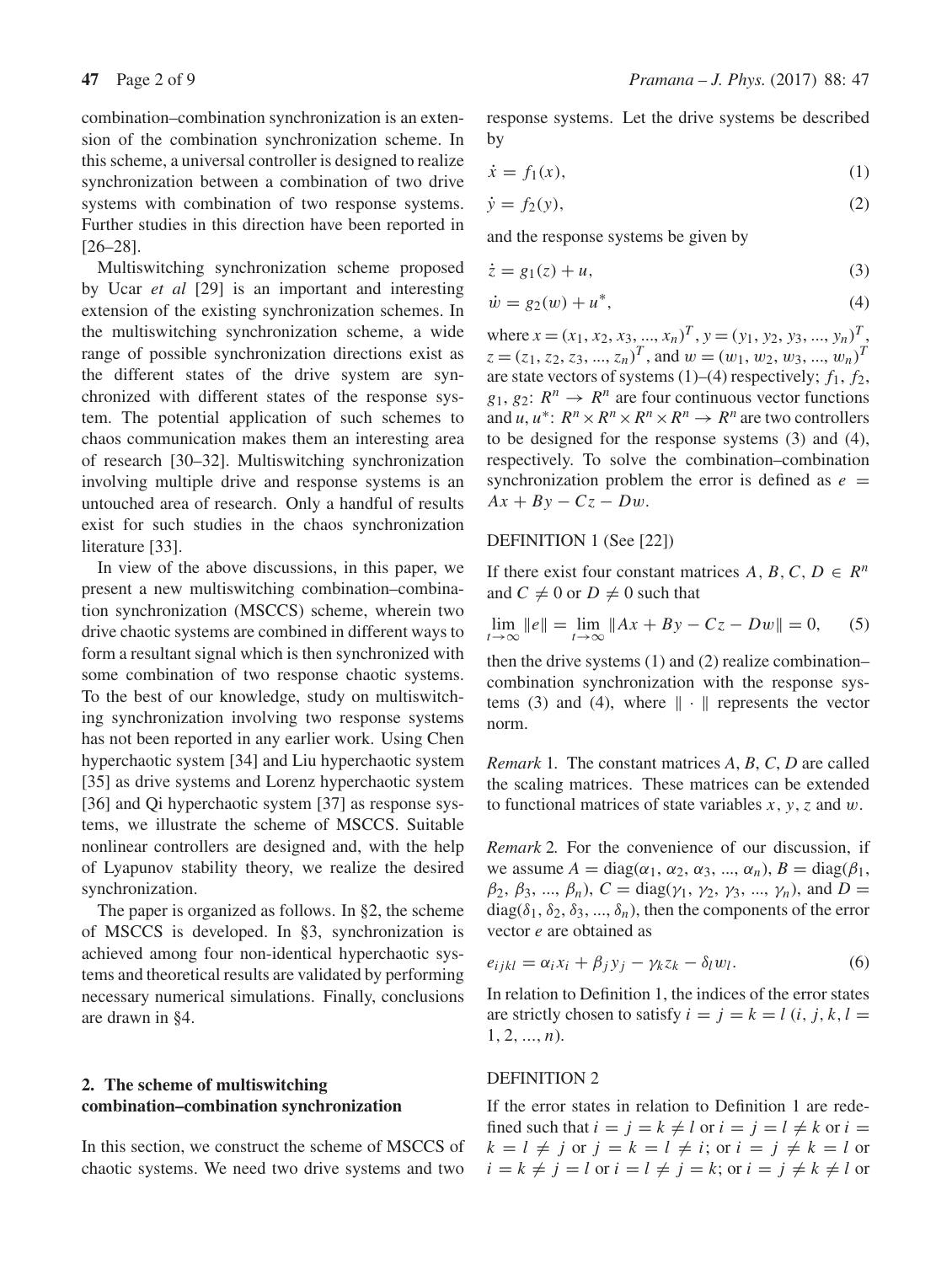combination–combination synchronization is an extension of the combination synchronization scheme. In this scheme, a universal controller is designed to realize synchronization between a combination of two drive systems with combination of two response systems. Further studies in this direction have been reported in [26–28].

Multiswitching synchronization scheme proposed by Ucar *et al* [29] is an important and interesting extension of the existing synchronization schemes. In the multiswitching synchronization scheme, a wide range of possible synchronization directions exist as the different states of the drive system are synchronized with different states of the response system. The potential application of such schemes to chaos communication makes them an interesting area of research [30–32]. Multiswitching synchronization involving multiple drive and response systems is an untouched area of research. Only a handful of results exist for such studies in the chaos synchronization literature [33].

In view of the above discussions, in this paper, we present a new multiswitching combination–combination synchronization (MSCCS) scheme, wherein two drive chaotic systems are combined in different ways to form a resultant signal which is then synchronized with some combination of two response chaotic systems. To the best of our knowledge, study on multiswitching synchronization involving two response systems has not been reported in any earlier work. Using Chen hyperchaotic system [34] and Liu hyperchaotic system [35] as drive systems and Lorenz hyperchaotic system [36] and Qi hyperchaotic system [37] as response systems, we illustrate the scheme of MSCCS. Suitable nonlinear controllers are designed and, with the help of Lyapunov stability theory, we realize the desired synchronization.

The paper is organized as follows. In §2, the scheme of MSCCS is developed. In §3, synchronization is achieved among four non-identical hyperchaotic systems and theoretical results are validated by performing necessary numerical simulations. Finally, conclusions are drawn in §4.

## 2. The scheme of multiswitching combination–combination synchronization

In this section, we construct the scheme of MSCCS of chaotic systems. We need two drive systems and two response systems. Let the drive systems be described by

$$\dot{x} = f_1(x), \tag{1}$$

$$\dot{y} = f_2(y), \tag{2}$$

and the response systems be given by

$$\dot{z} = g_1(z) + u, \tag{3}$$

$$\dot{w} = g_2(w) + u^*, \tag{4}$$

where $x = (x_1, x_2, x_3, ..., x_n)^T$, $y = (y_1, y_2, y_3, ..., y_n)^T$, $z = (z_1, z_2, z_3, ..., z_n)^T$, and $w = (w_1, w_2, w_3, ..., w_n)^T$ are state vectors of systems (1)–(4) respectively; $f_1$, $f_2$, $g_1$, $g_2$: $R^n \to R^n$ are four continuous vector functions and $u, u^*$: $R^n \times R^n \times R^n \times R^n \to R^n$ are two controllers to be designed for the response systems (3) and (4), respectively. To solve the combination–combination synchronization problem the error is defined as $e = Ax + By - Cz - Dw$.

DEFINITION 1 (See [22])

If there exist four constant matrices $A, B, C, D \in R^n$ and $C \neq 0$ or $D \neq 0$ such that

$$\lim_{t\to\infty} \|e\| = \lim_{t\to\infty} \|Ax + By - Cz - Dw\| = 0, \tag{5}$$

then the drive systems (1) and (2) realize combination–combination synchronization with the response systems (3) and (4), where $\|\cdot\|$ represents the vector norm.

*Remark* 1. The constant matrices $A, B, C, D$ are called the scaling matrices. These matrices can be extended to functional matrices of state variables $x$, $y$, $z$ and $w$.

*Remark* 2. For the convenience of our discussion, if we assume $A = \text{diag}(\alpha_1, \alpha_2, \alpha_3, ..., \alpha_n)$, $B = \text{diag}(\beta_1, \beta_2, \beta_3, ..., \beta_n)$, $C = \text{diag}(\gamma_1, \gamma_2, \gamma_3, ..., \gamma_n)$, and $D = \text{diag}(\delta_1, \delta_2, \delta_3, ..., \delta_n)$, then the components of the error vector $e$ are obtained as

$$e_{ijkl} = \alpha_i x_i + \beta_j y_j - \gamma_k z_k - \delta_l w_l. \tag{6}$$

In relation to Definition 1, the indices of the error states are strictly chosen to satisfy $i = j = k = l$ $(i, j, k, l = 1, 2, ..., n)$.

DEFINITION 2

If the error states in relation to Definition 1 are redefined such that $i = j = k \neq l$ or $i = j = l \neq k$ or $i = k = l \neq j$ or $j = k = l \neq i$; or $i = j \neq k = l$ or $i = k \neq j = l$ or $i = l \neq j = k$; or $i = j \neq k \neq l$ or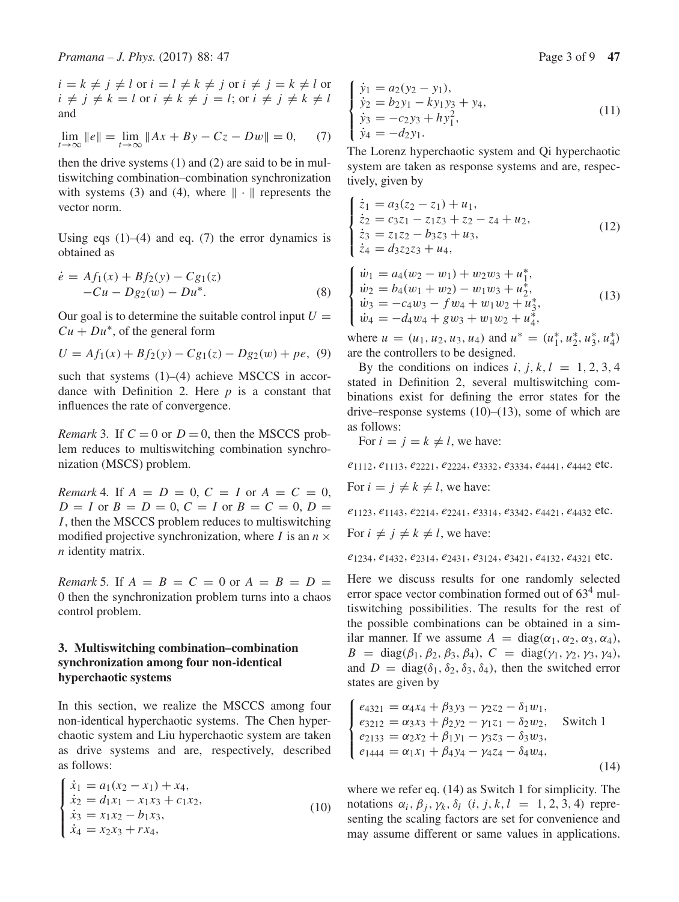$i = k \neq j \neq l$ or $i = l \neq k \neq j$ or $i \neq j = k \neq l$ or $i \neq j \neq k = l$ or $i \neq k \neq j = l$; or $i \neq j \neq k \neq l$ and

$$\lim_{t\to\infty} \|e\| = \lim_{t\to\infty} \|Ax + By - Cz - Dw\| = 0, \qquad (7)$$

then the drive systems (1) and (2) are said to be in multiswitching combination–combination synchronization with systems (3) and (4), where $\|\cdot\|$ represents the vector norm.

Using eqs (1)–(4) and eq. (7) the error dynamics is obtained as

$$\dot{e} = Af_1(x) + Bf_2(y) - Cg_1(z) - Cu - Dg_2(w) - Du^*. \qquad (8)$$

Our goal is to determine the suitable control input $U = Cu + Du^*$, of the general form

$$U = Af_1(x) + Bf_2(y) - Cg_1(z) - Dg_2(w) + pe, \quad (9)$$

such that systems (1)–(4) achieve MSCCS in accordance with Definition 2. Here $p$ is a constant that influences the rate of convergence.

*Remark* 3. If $C = 0$ or $D = 0$, then the MSCCS problem reduces to multiswitching combination synchronization (MSCS) problem.

*Remark* 4. If $A = D = 0$, $C = I$ or $A = C = 0$, $D = I$ or $B = D = 0$, $C = I$ or $B = C = 0$, $D = I$, then the MSCCS problem reduces to multiswitching modified projective synchronization, where $I$ is an $n \times n$ identity matrix.

*Remark* 5. If $A = B = C = 0$ or $A = B = D = 0$ then the synchronization problem turns into a chaos control problem.

### 3. Multiswitching combination–combination synchronization among four non-identical hyperchaotic systems

In this section, we realize the MSCCS among four non-identical hyperchaotic systems. The Chen hyperchaotic system and Liu hyperchaotic system are taken as drive systems and are, respectively, described as follows:

$$\begin{cases} \dot{x}_1 = a_1(x_2 - x_1) + x_4, \\ \dot{x}_2 = d_1 x_1 - x_1 x_3 + c_1 x_2, \\ \dot{x}_3 = x_1 x_2 - b_1 x_3, \\ \dot{x}_4 = x_2 x_3 + r x_4, \end{cases} \qquad (10)$$

$$\begin{cases} \dot{y}_1 = a_2(y_2 - y_1), \\ \dot{y}_2 = b_2 y_1 - k y_1 y_3 + y_4, \\ \dot{y}_3 = -c_2 y_3 + h y_1^2, \\ \dot{y}_4 = -d_2 y_1. \end{cases} \qquad (11)$$

The Lorenz hyperchaotic system and Qi hyperchaotic system are taken as response systems and are, respectively, given by

$$\begin{cases} \dot{z}_1 = a_3(z_2 - z_1) + u_1, \\ \dot{z}_2 = c_3 z_1 - z_1 z_3 + z_2 - z_4 + u_2, \\ \dot{z}_3 = z_1 z_2 - b_3 z_3 + u_3, \\ \dot{z}_4 = d_3 z_2 z_3 + u_4, \end{cases} \qquad (12)$$

$$\begin{cases} \dot{w}_1 = a_4(w_2 - w_1) + w_2 w_3 + u_1^*, \\ \dot{w}_2 = b_4(w_1 + w_2) - w_1 w_3 + u_2^*, \\ \dot{w}_3 = -c_4 w_3 - f w_4 + w_1 w_2 + u_3^*, \\ \dot{w}_4 = -d_4 w_4 + g w_3 + w_1 w_2 + u_4^*, \end{cases} \qquad (13)$$

where $u = (u_1, u_2, u_3, u_4)$ and $u^* = (u_1^*, u_2^*, u_3^*, u_4^*)$ are the controllers to be designed.

By the conditions on indices $i, j, k, l = 1, 2, 3, 4$ stated in Definition 2, several multiswitching combinations exist for defining the error states for the drive–response systems (10)–(13), some of which are as follows:

For $i = j = k \neq l$, we have:

$e_{1112}, e_{1113}, e_{2221}, e_{2224}, e_{3332}, e_{3334}, e_{4441}, e_{4442}$ etc.

For $i = j \neq k \neq l$, we have:

$e_{1123}, e_{1143}, e_{2214}, e_{2241}, e_{3314}, e_{3342}, e_{4421}, e_{4432}$ etc.

For $i \neq j \neq k \neq l$, we have:

$e_{1234}, e_{1432}, e_{2314}, e_{2431}, e_{3124}, e_{3421}, e_{4132}, e_{4321}$ etc.

Here we discuss results for one randomly selected error space vector combination formed out of $63^4$ multiswitching possibilities. The results for the rest of the possible combinations can be obtained in a similar manner. If we assume $A = \mathrm{diag}(\alpha_1, \alpha_2, \alpha_3, \alpha_4)$, $B = \mathrm{diag}(\beta_1, \beta_2, \beta_3, \beta_4)$, $C = \mathrm{diag}(\gamma_1, \gamma_2, \gamma_3, \gamma_4)$, and $D = \mathrm{diag}(\delta_1, \delta_2, \delta_3, \delta_4)$, then the switched error states are given by

$$\begin{cases} e_{4321} = \alpha_4 x_4 + \beta_3 y_3 - \gamma_2 z_2 - \delta_1 w_1, \\ e_{3212} = \alpha_3 x_3 + \beta_2 y_2 - \gamma_1 z_1 - \delta_2 w_2, \\ e_{2133} = \alpha_2 x_2 + \beta_1 y_1 - \gamma_3 z_3 - \delta_3 w_3, \\ e_{1444} = \alpha_1 x_1 + \beta_4 y_4 - \gamma_4 z_4 - \delta_4 w_4, \end{cases} \quad \text{Switch 1} \qquad (14)$$

where we refer eq. (14) as Switch 1 for simplicity. The notations $\alpha_i, \beta_j, \gamma_k, \delta_l$ $(i, j, k, l = 1, 2, 3, 4)$ representing the scaling factors are set for convenience and may assume different or same values in applications.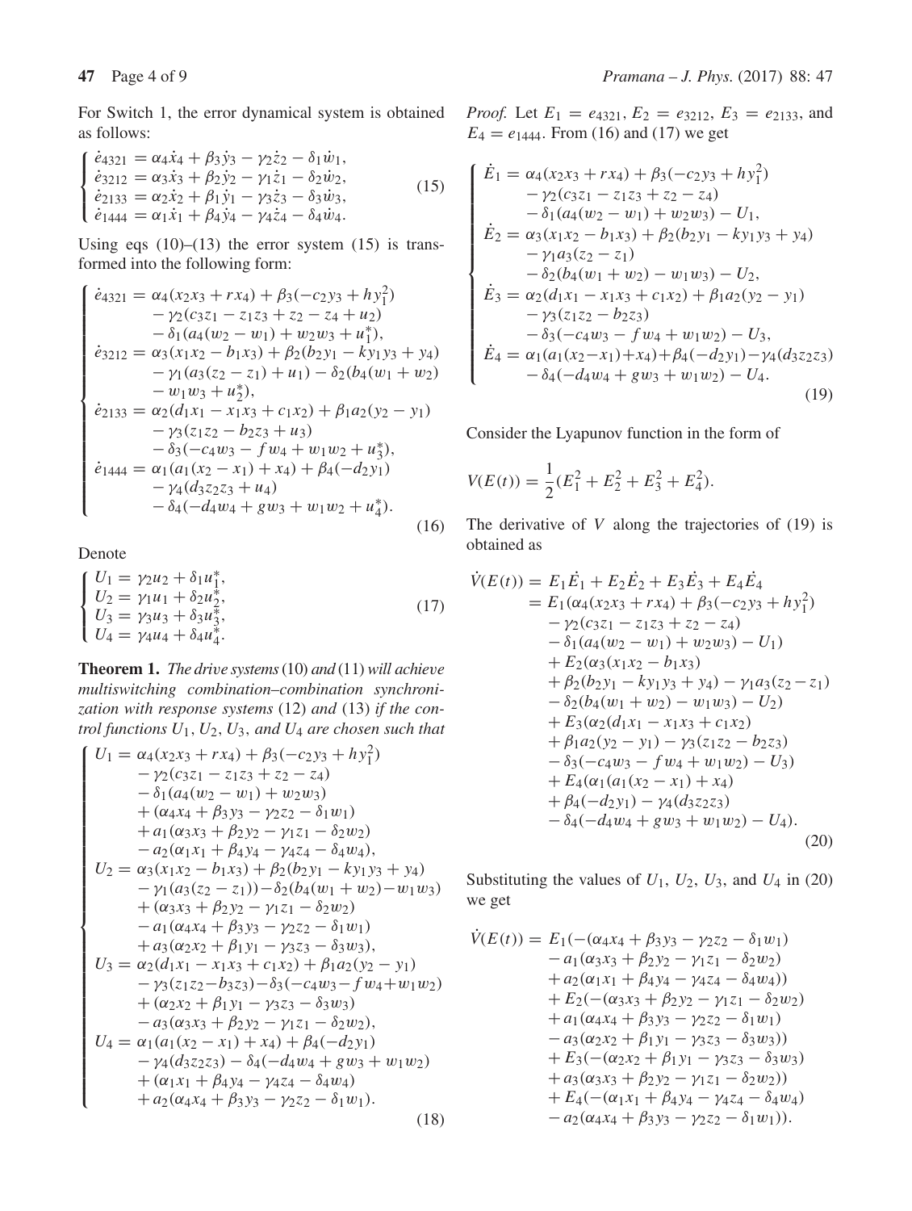For Switch 1, the error dynamical system is obtained as follows:

$$
\begin{cases}
\dot{e}_{4321} = \alpha_4 \dot{x}_4 + \beta_3 \dot{y}_3 - \gamma_2 \dot{z}_2 - \delta_1 \dot{w}_1, \\
\dot{e}_{3212} = \alpha_3 \dot{x}_3 + \beta_2 \dot{y}_2 - \gamma_1 \dot{z}_1 - \delta_2 \dot{w}_2, \\
\dot{e}_{2133} = \alpha_2 \dot{x}_2 + \beta_1 \dot{y}_1 - \gamma_3 \dot{z}_3 - \delta_3 \dot{w}_3, \\
\dot{e}_{1444} = \alpha_1 \dot{x}_1 + \beta_4 \dot{y}_4 - \gamma_4 \dot{z}_4 - \delta_4 \dot{w}_4.
\end{cases}
\tag{15}
$$

Using eqs (10)–(13) the error system (15) is transformed into the following form:

$$
\begin{cases}
\dot{e}_{4321} = \alpha_4(x_2 x_3 + r x_4) + \beta_3(-c_2 y_3 + h y_1^2) \\
\qquad - \gamma_2(c_3 z_1 - z_1 z_3 + z_2 - z_4 + u_2) \\
\qquad - \delta_1(a_4(w_2 - w_1) + w_2 w_3 + u_1^*), \\
\dot{e}_{3212} = \alpha_3(x_1 x_2 - b_1 x_3) + \beta_2(b_2 y_1 - k y_1 y_3 + y_4) \\
\qquad - \gamma_1(a_3(z_2 - z_1) + u_1) - \delta_2(b_4(w_1 + w_2) \\
\qquad - w_1 w_3 + u_2^*), \\
\dot{e}_{2133} = \alpha_2(d_1 x_1 - x_1 x_3 + c_1 x_2) + \beta_1 a_2(y_2 - y_1) \\
\qquad - \gamma_3(z_1 z_2 - b_2 z_3 + u_3) \\
\qquad - \delta_3(-c_4 w_3 - f w_4 + w_1 w_2 + u_3^*), \\
\dot{e}_{1444} = \alpha_1(a_1(x_2 - x_1) + x_4) + \beta_4(-d_2 y_1) \\
\qquad - \gamma_4(d_3 z_2 z_3 + u_4) \\
\qquad - \delta_4(-d_4 w_4 + g w_3 + w_1 w_2 + u_4^*).
\end{cases}
\tag{16}
$$

Denote

$$
\begin{cases}
U_1 = \gamma_2 u_2 + \delta_1 u_1^*, \\
U_2 = \gamma_1 u_1 + \delta_2 u_2^*, \\
U_3 = \gamma_3 u_3 + \delta_3 u_3^*, \\
U_4 = \gamma_4 u_4 + \delta_4 u_4^*.
\end{cases}
\tag{17}
$$

**Theorem 1.** *The drive systems* (10) *and* (11) *will achieve multiswitching combination–combination synchronization with response systems* (12) *and* (13) *if the control functions* $U_1$, $U_2$, $U_3$, *and* $U_4$ *are chosen such that*

$$
\begin{cases}
U_1 = \alpha_4(x_2 x_3 + r x_4) + \beta_3(-c_2 y_3 + h y_1^2) \\
\qquad - \gamma_2(c_3 z_1 - z_1 z_3 + z_2 - z_4) \\
\qquad - \delta_1(a_4(w_2 - w_1) + w_2 w_3) \\
\qquad + (\alpha_4 x_4 + \beta_3 y_3 - \gamma_2 z_2 - \delta_1 w_1) \\
\qquad + a_1(\alpha_3 x_3 + \beta_2 y_2 - \gamma_1 z_1 - \delta_2 w_2) \\
\qquad - a_2(\alpha_1 x_1 + \beta_4 y_4 - \gamma_4 z_4 - \delta_4 w_4), \\
U_2 = \alpha_3(x_1 x_2 - b_1 x_3) + \beta_2(b_2 y_1 - k y_1 y_3 + y_4) \\
\qquad - \gamma_1(a_3(z_2 - z_1)) - \delta_2(b_4(w_1 + w_2) - w_1 w_3) \\
\qquad + (\alpha_3 x_3 + \beta_2 y_2 - \gamma_1 z_1 - \delta_2 w_2) \\
\qquad - a_1(\alpha_4 x_4 + \beta_3 y_3 - \gamma_2 z_2 - \delta_1 w_1) \\
\qquad + a_3(\alpha_2 x_2 + \beta_1 y_1 - \gamma_3 z_3 - \delta_3 w_3), \\
U_3 = \alpha_2(d_1 x_1 - x_1 x_3 + c_1 x_2) + \beta_1 a_2(y_2 - y_1) \\
\qquad - \gamma_3(z_1 z_2 - b_3 z_3) - \delta_3(-c_4 w_3 - f w_4 + w_1 w_2) \\
\qquad + (\alpha_2 x_2 + \beta_1 y_1 - \gamma_3 z_3 - \delta_3 w_3) \\
\qquad - a_3(\alpha_3 x_3 + \beta_2 y_2 - \gamma_1 z_1 - \delta_2 w_2), \\
U_4 = \alpha_1(a_1(x_2 - x_1) + x_4) + \beta_4(-d_2 y_1) \\
\qquad - \gamma_4(d_3 z_2 z_3) - \delta_4(-d_4 w_4 + g w_3 + w_1 w_2) \\
\qquad + (\alpha_1 x_1 + \beta_4 y_4 - \gamma_4 z_4 - \delta_4 w_4) \\
\qquad + a_2(\alpha_4 x_4 + \beta_3 y_3 - \gamma_2 z_2 - \delta_1 w_1).
\end{cases}
\tag{18}
$$

*Proof.* Let $E_1 = e_{4321}$, $E_2 = e_{3212}$, $E_3 = e_{2133}$, and $E_4 = e_{1444}$. From (16) and (17) we get

$$
\begin{cases}
\dot{E}_1 = \alpha_4(x_2 x_3 + r x_4) + \beta_3(-c_2 y_3 + h y_1^2) \\
\qquad - \gamma_2(c_3 z_1 - z_1 z_3 + z_2 - z_4) \\
\qquad - \delta_1(a_4(w_2 - w_1) + w_2 w_3) - U_1, \\
\dot{E}_2 = \alpha_3(x_1 x_2 - b_1 x_3) + \beta_2(b_2 y_1 - k y_1 y_3 + y_4) \\
\qquad - \gamma_1 a_3(z_2 - z_1) \\
\qquad - \delta_2(b_4(w_1 + w_2) - w_1 w_3) - U_2, \\
\dot{E}_3 = \alpha_2(d_1 x_1 - x_1 x_3 + c_1 x_2) + \beta_1 a_2(y_2 - y_1) \\
\qquad - \gamma_3(z_1 z_2 - b_2 z_3) \\
\qquad - \delta_3(-c_4 w_3 - f w_4 + w_1 w_2) - U_3, \\
\dot{E}_4 = \alpha_1(a_1(x_2 - x_1) + x_4) + \beta_4(-d_2 y_1) - \gamma_4(d_3 z_2 z_3) \\
\qquad - \delta_4(-d_4 w_4 + g w_3 + w_1 w_2) - U_4.
\end{cases}
\tag{19}
$$

Consider the Lyapunov function in the form of

$$
V(E(t)) = \frac{1}{2}(E_1^2 + E_2^2 + E_3^2 + E_4^2).
$$

The derivative of $V$ along the trajectories of (19) is obtained as

$$
\begin{aligned}
\dot{V}(E(t)) &= E_1 \dot{E}_1 + E_2 \dot{E}_2 + E_3 \dot{E}_3 + E_4 \dot{E}_4 \\
&= E_1(\alpha_4(x_2 x_3 + r x_4) + \beta_3(-c_2 y_3 + h y_1^2) \\
&\quad - \gamma_2(c_3 z_1 - z_1 z_3 + z_2 - z_4) \\
&\quad - \delta_1(a_4(w_2 - w_1) + w_2 w_3) - U_1) \\
&\quad + E_2(\alpha_3(x_1 x_2 - b_1 x_3) \\
&\quad + \beta_2(b_2 y_1 - k y_1 y_3 + y_4) - \gamma_1 a_3(z_2 - z_1) \\
&\quad - \delta_2(b_4(w_1 + w_2) - w_1 w_3) - U_2) \\
&\quad + E_3(\alpha_2(d_1 x_1 - x_1 x_3 + c_1 x_2) \\
&\quad + \beta_1 a_2(y_2 - y_1) - \gamma_3(z_1 z_2 - b_2 z_3) \\
&\quad - \delta_3(-c_4 w_3 - f w_4 + w_1 w_2) - U_3) \\
&\quad + E_4(\alpha_1(a_1(x_2 - x_1) + x_4) \\
&\quad + \beta_4(-d_2 y_1) - \gamma_4(d_3 z_2 z_3) \\
&\quad - \delta_4(-d_4 w_4 + g w_3 + w_1 w_2) - U_4).
\end{aligned}
\tag{20}
$$

Substituting the values of $U_1$, $U_2$, $U_3$, and $U_4$ in (20) we get

$$
\begin{aligned}
\dot{V}(E(t)) &= E_1(-(\alpha_4 x_4 + \beta_3 y_3 - \gamma_2 z_2 - \delta_1 w_1) \\
&\quad - a_1(\alpha_3 x_3 + \beta_2 y_2 - \gamma_1 z_1 - \delta_2 w_2) \\
&\quad + a_2(\alpha_1 x_1 + \beta_4 y_4 - \gamma_4 z_4 - \delta_4 w_4)) \\
&\quad + E_2(-(\alpha_3 x_3 + \beta_2 y_2 - \gamma_1 z_1 - \delta_2 w_2) \\
&\quad + a_1(\alpha_4 x_4 + \beta_3 y_3 - \gamma_2 z_2 - \delta_1 w_1) \\
&\quad - a_3(\alpha_2 x_2 + \beta_1 y_1 - \gamma_3 z_3 - \delta_3 w_3)) \\
&\quad + E_3(-(\alpha_2 x_2 + \beta_1 y_1 - \gamma_3 z_3 - \delta_3 w_3) \\
&\quad + a_3(\alpha_3 x_3 + \beta_2 y_2 - \gamma_1 z_1 - \delta_2 w_2)) \\
&\quad + E_4(-(\alpha_1 x_1 + \beta_4 y_4 - \gamma_4 z_4 - \delta_4 w_4) \\
&\quad - a_2(\alpha_4 x_4 + \beta_3 y_3 - \gamma_2 z_2 - \delta_1 w_1)).
\end{aligned}
$$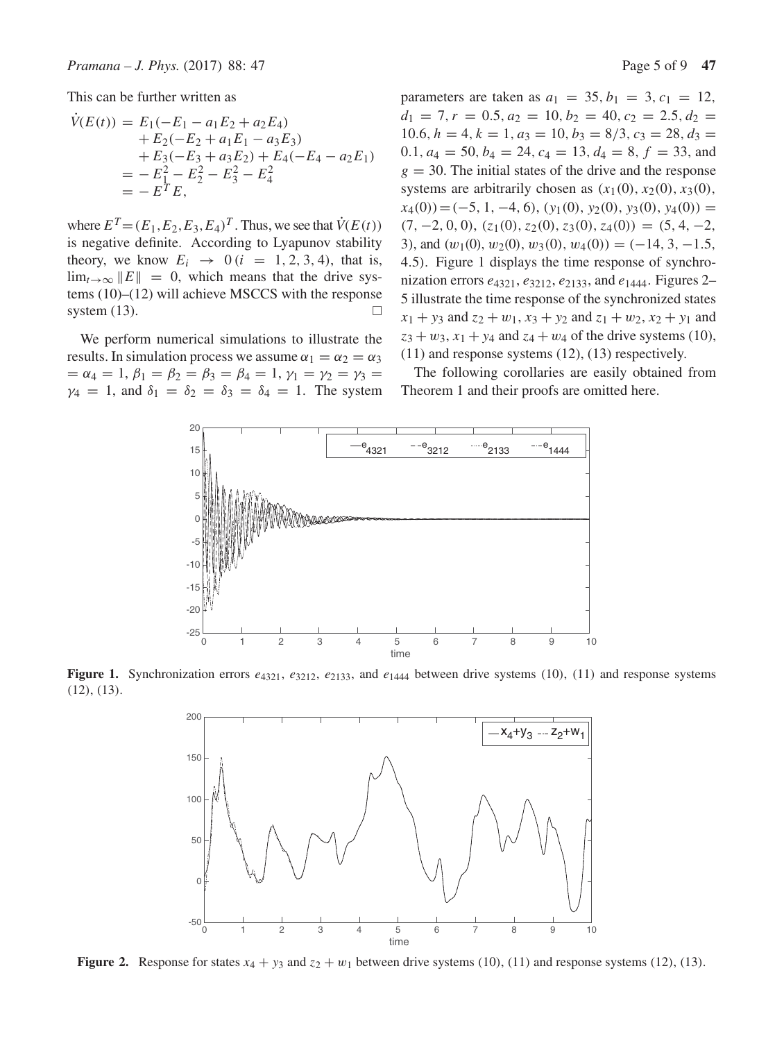This can be further written as

$$
\begin{aligned}
\dot{V}(E(t)) &= E_1(-E_1 - a_1E_2 + a_2E_4) \\
&\quad + E_2(-E_2 + a_1E_1 - a_3E_3) \\
&\quad + E_3(-E_3 + a_3E_2) + E_4(-E_4 - a_2E_1) \\
&= -E_1^2 - E_2^2 - E_3^2 - E_4^2 \\
&= -E^TE,
\end{aligned}
$$

where $E^T = (E_1, E_2, E_3, E_4)^T$. Thus, we see that $\dot{V}(E(t))$ is negative definite. According to Lyapunov stability theory, we know $E_i \to 0\,(i = 1, 2, 3, 4)$, that is, $\lim_{t\to\infty} \|E\| = 0$, which means that the drive systems (10)–(12) will achieve MSCCS with the response system (13). □

We perform numerical simulations to illustrate the results. In simulation process we assume $\alpha_1 = \alpha_2 = \alpha_3 = \alpha_4 = 1$, $\beta_1 = \beta_2 = \beta_3 = \beta_4 = 1$, $\gamma_1 = \gamma_2 = \gamma_3 = \gamma_4 = 1$, and $\delta_1 = \delta_2 = \delta_3 = \delta_4 = 1$. The system parameters are taken as $a_1 = 35, b_1 = 3, c_1 = 12, d_1 = 7, r = 0.5, a_2 = 10, b_2 = 40, c_2 = 2.5, d_2 = 10.6, h = 4, k = 1, a_3 = 10, b_3 = 8/3, c_3 = 28, d_3 = 0.1, a_4 = 50, b_4 = 24, c_4 = 13, d_4 = 8, f = 33$, and $g = 30$. The initial states of the drive and the response systems are arbitrarily chosen as $(x_1(0), x_2(0), x_3(0), x_4(0)) = (-5, 1, -4, 6)$, $(y_1(0), y_2(0), y_3(0), y_4(0)) = (7, -2, 0, 0)$, $(z_1(0), z_2(0), z_3(0), z_4(0)) = (5, 4, -2, 3)$, and $(w_1(0), w_2(0), w_3(0), w_4(0)) = (-14, 3, -1.5, 4.5)$. Figure 1 displays the time response of synchronization errors $e_{4321}$, $e_{3212}$, $e_{2133}$, and $e_{1444}$. Figures 2–5 illustrate the time response of the synchronized states $x_1 + y_3$ and $z_2 + w_1$, $x_3 + y_2$ and $z_1 + w_2$, $x_2 + y_1$ and $z_3 + w_3$, $x_1 + y_4$ and $z_4 + w_4$ of the drive systems (10), (11) and response systems (12), (13) respectively.

The following corollaries are easily obtained from Theorem 1 and their proofs are omitted here.

$e_{4321}$ $e_{3212}$ $e_{2133}$ $e_{1444}$

time

**Figure 1.** Synchronization errors $e_{4321}$, $e_{3212}$, $e_{2133}$, and $e_{1444}$ between drive systems (10), (11) and response systems (12), (13).

$x_4+y_3$ $z_2+w_1$

time

**Figure 2.** Response for states $x_4 + y_3$ and $z_2 + w_1$ between drive systems (10), (11) and response systems (12), (13).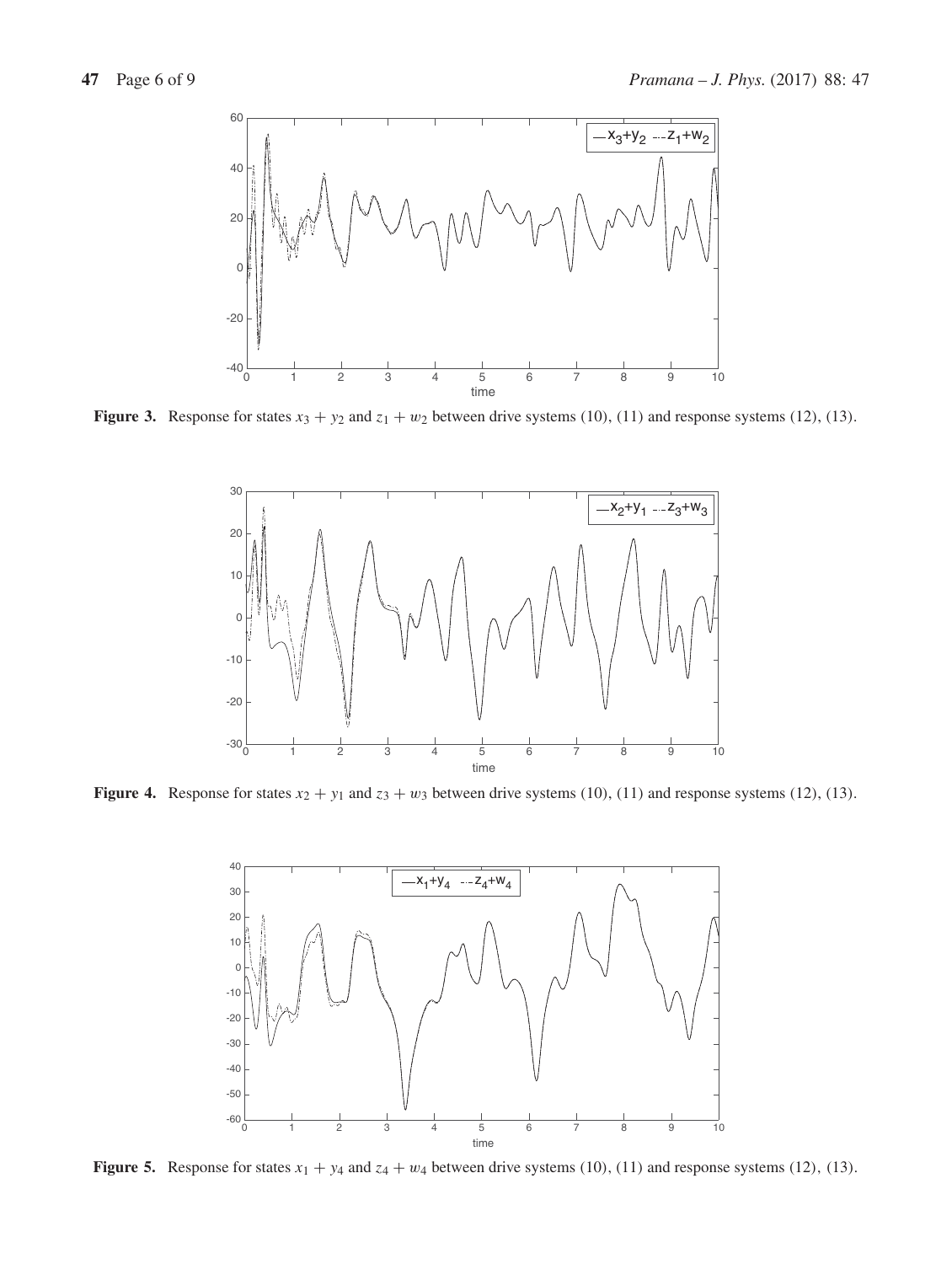60
40
20
0
-20
-40
0 1 2 3 4 5 6 7 8 9 10
time
$x_3+y_2$ $z_1+w_2$

**Figure 3.** Response for states $x_3 + y_2$ and $z_1 + w_2$ between drive systems (10), (11) and response systems (12), (13).

30
20
10
0
-10
-20
-30
0 1 2 3 4 5 6 7 8 9 10
time
$x_2+y_1$ $z_3+w_3$

**Figure 4.** Response for states $x_2 + y_1$ and $z_3 + w_3$ between drive systems (10), (11) and response systems (12), (13).

40
30
20
10
0
-10
-20
-30
-40
-50
-60
0 1 2 3 4 5 6 7 8 9 10
time
$x_1+y_4$ $z_4+w_4$

**Figure 5.** Response for states $x_1 + y_4$ and $z_4 + w_4$ between drive systems (10), (11) and response systems (12), (13).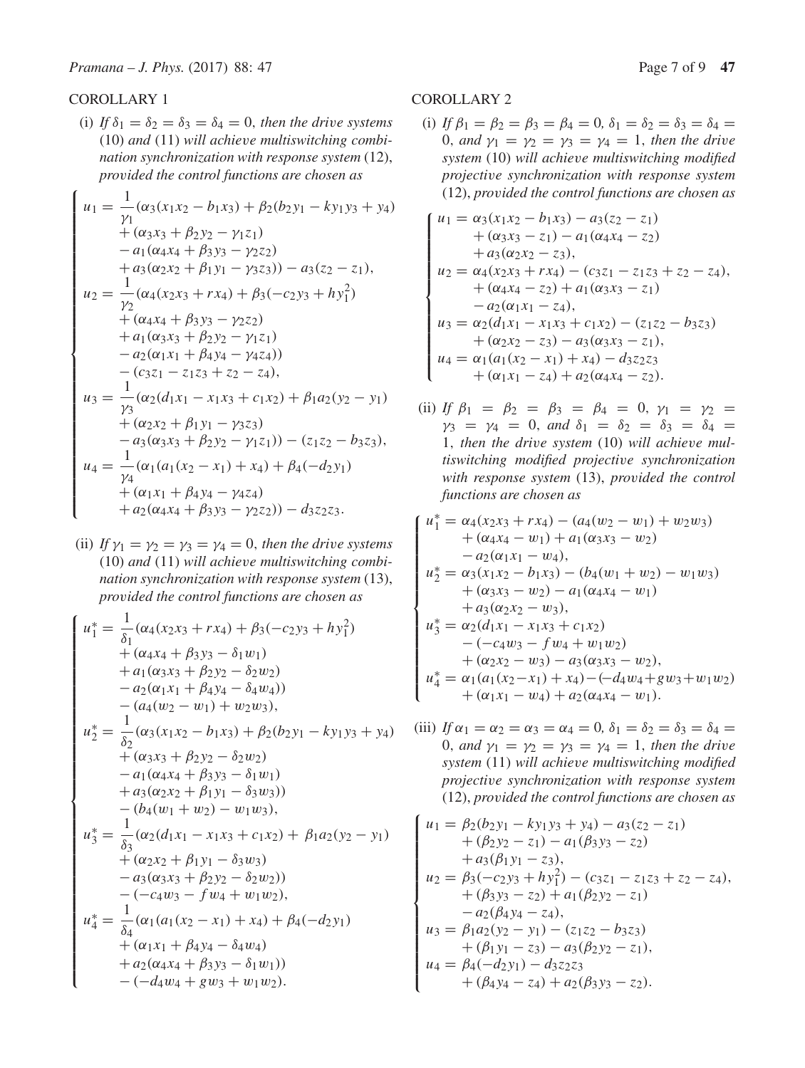COROLLARY 1

(i) *If $\delta_1 = \delta_2 = \delta_3 = \delta_4 = 0$, then the drive systems* (10) *and* (11) *will achieve multiswitching combination synchronization with response system* (12), *provided the control functions are chosen as*

$$
\begin{cases}
u_1 = \dfrac{1}{\gamma_1}(\alpha_3(x_1x_2 - b_1x_3) + \beta_2(b_2y_1 - ky_1y_3 + y_4) \\
\quad + (\alpha_3x_3 + \beta_2y_2 - \gamma_1z_1) \\
\quad - a_1(\alpha_4x_4 + \beta_3y_3 - \gamma_2z_2) \\
\quad + a_3(\alpha_2x_2 + \beta_1y_1 - \gamma_3z_3)) - a_3(z_2 - z_1), \\
u_2 = \dfrac{1}{\gamma_2}(\alpha_4(x_2x_3 + rx_4) + \beta_3(-c_2y_3 + hy_1^2) \\
\quad + (\alpha_4x_4 + \beta_3y_3 - \gamma_2z_2) \\
\quad + a_1(\alpha_3x_3 + \beta_2y_2 - \gamma_1z_1) \\
\quad - a_2(\alpha_1x_1 + \beta_4y_4 - \gamma_4z_4)) \\
\quad - (c_3z_1 - z_1z_3 + z_2 - z_4), \\
u_3 = \dfrac{1}{\gamma_3}(\alpha_2(d_1x_1 - x_1x_3 + c_1x_2) + \beta_1a_2(y_2 - y_1) \\
\quad + (\alpha_2x_2 + \beta_1y_1 - \gamma_3z_3) \\
\quad - a_3(\alpha_3x_3 + \beta_2y_2 - \gamma_1z_1)) - (z_1z_2 - b_3z_3), \\
u_4 = \dfrac{1}{\gamma_4}(\alpha_1(a_1(x_2 - x_1) + x_4) + \beta_4(-d_2y_1) \\
\quad + (\alpha_1x_1 + \beta_4y_4 - \gamma_4z_4) \\
\quad + a_2(\alpha_4x_4 + \beta_3y_3 - \gamma_2z_2)) - d_3z_2z_3.
\end{cases}
$$

(ii) *If $\gamma_1 = \gamma_2 = \gamma_3 = \gamma_4 = 0$, then the drive systems* (10) *and* (11) *will achieve multiswitching combination synchronization with response system* (13), *provided the control functions are chosen as*

$$
\begin{cases}
u_1^* = \dfrac{1}{\delta_1}(\alpha_4(x_2x_3 + rx_4) + \beta_3(-c_2y_3 + hy_1^2) \\
\quad + (\alpha_4x_4 + \beta_3y_3 - \delta_1w_1) \\
\quad + a_1(\alpha_3x_3 + \beta_2y_2 - \delta_2w_2) \\
\quad - a_2(\alpha_1x_1 + \beta_4y_4 - \delta_4w_4)) \\
\quad - (a_4(w_2 - w_1) + w_2w_3), \\
u_2^* = \dfrac{1}{\delta_2}(\alpha_3(x_1x_2 - b_1x_3) + \beta_2(b_2y_1 - ky_1y_3 + y_4) \\
\quad + (\alpha_3x_3 + \beta_2y_2 - \delta_2w_2) \\
\quad - a_1(\alpha_4x_4 + \beta_3y_3 - \delta_1w_1) \\
\quad + a_3(\alpha_2x_2 + \beta_1y_1 - \delta_3w_3)) \\
\quad - (b_4(w_1 + w_2) - w_1w_3), \\
u_3^* = \dfrac{1}{\delta_3}(\alpha_2(d_1x_1 - x_1x_3 + c_1x_2) + \beta_1a_2(y_2 - y_1) \\
\quad + (\alpha_2x_2 + \beta_1y_1 - \delta_3w_3) \\
\quad - a_3(\alpha_3x_3 + \beta_2y_2 - \delta_2w_2)) \\
\quad - (-c_4w_3 - fw_4 + w_1w_2), \\
u_4^* = \dfrac{1}{\delta_4}(\alpha_1(a_1(x_2 - x_1) + x_4) + \beta_4(-d_2y_1) \\
\quad + (\alpha_1x_1 + \beta_4y_4 - \delta_4w_4) \\
\quad + a_2(\alpha_4x_4 + \beta_3y_3 - \delta_1w_1)) \\
\quad - (-d_4w_4 + gw_3 + w_1w_2).
\end{cases}
$$

COROLLARY 2

(i) *If $\beta_1 = \beta_2 = \beta_3 = \beta_4 = 0$, $\delta_1 = \delta_2 = \delta_3 = \delta_4 = 0$, and $\gamma_1 = \gamma_2 = \gamma_3 = \gamma_4 = 1$, then the drive system* (10) *will achieve multiswitching modified projective synchronization with response system* (12), *provided the control functions are chosen as*

$$
\begin{cases}
u_1 = \alpha_3(x_1x_2 - b_1x_3) - a_3(z_2 - z_1) \\
\quad + (\alpha_3x_3 - z_1) - a_1(\alpha_4x_4 - z_2) \\
\quad + a_3(\alpha_2x_2 - z_3), \\
u_2 = \alpha_4(x_2x_3 + rx_4) - (c_3z_1 - z_1z_3 + z_2 - z_4), \\
\quad + (\alpha_4x_4 - z_2) + a_1(\alpha_3x_3 - z_1) \\
\quad - a_2(\alpha_1x_1 - z_4), \\
u_3 = \alpha_2(d_1x_1 - x_1x_3 + c_1x_2) - (z_1z_2 - b_3z_3) \\
\quad + (\alpha_2x_2 - z_3) - a_3(\alpha_3x_3 - z_1), \\
u_4 = \alpha_1(a_1(x_2 - x_1) + x_4) - d_3z_2z_3 \\
\quad + (\alpha_1x_1 - z_4) + a_2(\alpha_4x_4 - z_2).
\end{cases}
$$

(ii) *If $\beta_1 = \beta_2 = \beta_3 = \beta_4 = 0$, $\gamma_1 = \gamma_2 = \gamma_3 = \gamma_4 = 0$, and $\delta_1 = \delta_2 = \delta_3 = \delta_4 = 1$, then the drive system* (10) *will achieve multiswitching modified projective synchronization with response system* (13), *provided the control functions are chosen as*

$$
\begin{cases}
u_1^* = \alpha_4(x_2x_3 + rx_4) - (a_4(w_2 - w_1) + w_2w_3) \\
\quad + (\alpha_4x_4 - w_1) + a_1(\alpha_3x_3 - w_2) \\
\quad - a_2(\alpha_1x_1 - w_4), \\
u_2^* = \alpha_3(x_1x_2 - b_1x_3) - (b_4(w_1 + w_2) - w_1w_3) \\
\quad + (\alpha_3x_3 - w_2) - a_1(\alpha_4x_4 - w_1) \\
\quad + a_3(\alpha_2x_2 - w_3), \\
u_3^* = \alpha_2(d_1x_1 - x_1x_3 + c_1x_2) \\
\quad - (-c_4w_3 - fw_4 + w_1w_2) \\
\quad + (\alpha_2x_2 - w_3) - a_3(\alpha_3x_3 - w_2), \\
u_4^* = \alpha_1(a_1(x_2 - x_1) + x_4) - (-d_4w_4 + gw_3 + w_1w_2) \\
\quad + (\alpha_1x_1 - w_4) + a_2(\alpha_4x_4 - w_1).
\end{cases}
$$

(iii) *If $\alpha_1 = \alpha_2 = \alpha_3 = \alpha_4 = 0$, $\delta_1 = \delta_2 = \delta_3 = \delta_4 = 0$, and $\gamma_1 = \gamma_2 = \gamma_3 = \gamma_4 = 1$, then the drive system* (11) *will achieve multiswitching modified projective synchronization with response system* (12), *provided the control functions are chosen as*

$$
\begin{cases}
u_1 = \beta_2(b_2y_1 - ky_1y_3 + y_4) - a_3(z_2 - z_1) \\
\quad + (\beta_2y_2 - z_1) - a_1(\beta_3y_3 - z_2) \\
\quad + a_3(\beta_1y_1 - z_3), \\
u_2 = \beta_3(-c_2y_3 + hy_1^2) - (c_3z_1 - z_1z_3 + z_2 - z_4), \\
\quad + (\beta_3y_3 - z_2) + a_1(\beta_2y_2 - z_1) \\
\quad - a_2(\beta_4y_4 - z_4), \\
u_3 = \beta_1a_2(y_2 - y_1) - (z_1z_2 - b_3z_3) \\
\quad + (\beta_1y_1 - z_3) - a_3(\beta_2y_2 - z_1), \\
u_4 = \beta_4(-d_2y_1) - d_3z_2z_3 \\
\quad + (\beta_4y_4 - z_4) + a_2(\beta_3y_3 - z_2).
\end{cases}
$$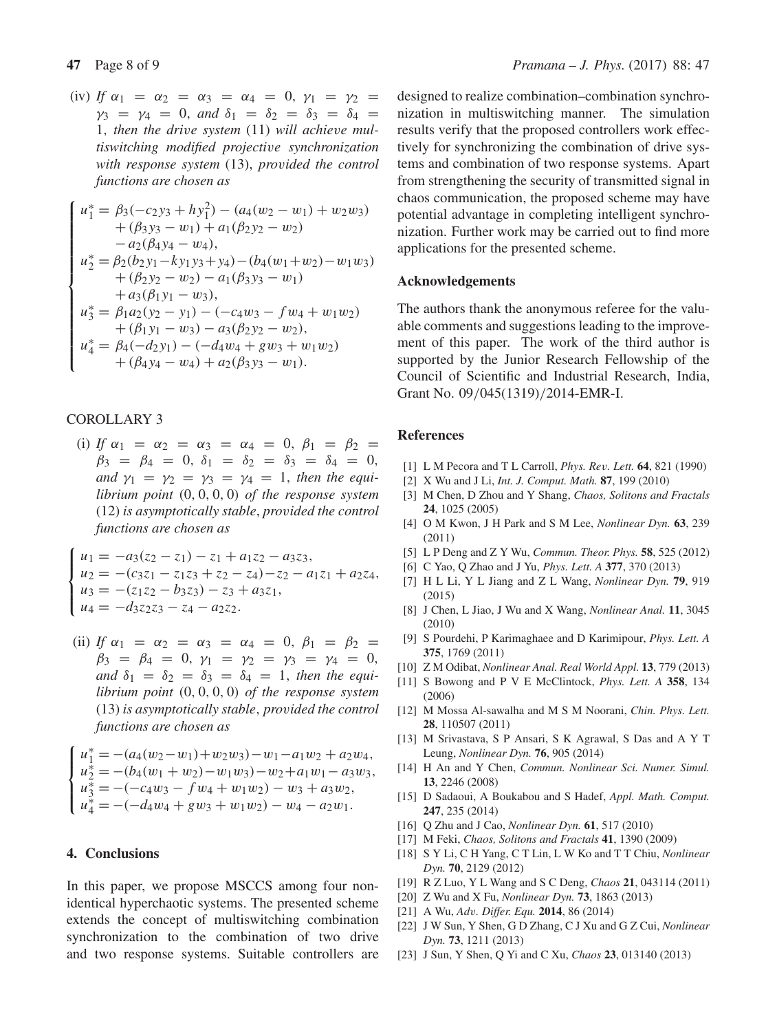(iv) *If* $\alpha_1 = \alpha_2 = \alpha_3 = \alpha_4 = 0$, $\gamma_1 = \gamma_2 = \gamma_3 = \gamma_4 = 0$, *and* $\delta_1 = \delta_2 = \delta_3 = \delta_4 = 1$, *then the drive system* (11) *will achieve multiswitching modified projective synchronization with response system* (13), *provided the control functions are chosen as*

$$\begin{cases} u_1^* = \beta_3(-c_2y_3 + hy_1^2) - (a_4(w_2 - w_1) + w_2w_3) \\ \quad + (\beta_3y_3 - w_1) + a_1(\beta_2y_2 - w_2) \\ \quad - a_2(\beta_4y_4 - w_4), \\ u_2^* = \beta_2(b_2y_1 - ky_1y_3 + y_4) - (b_4(w_1 + w_2) - w_1w_3) \\ \quad + (\beta_2y_2 - w_2) - a_1(\beta_3y_3 - w_1) \\ \quad + a_3(\beta_1y_1 - w_3), \\ u_3^* = \beta_1a_2(y_2 - y_1) - (-c_4w_3 - fw_4 + w_1w_2) \\ \quad + (\beta_1y_1 - w_3) - a_3(\beta_2y_2 - w_2), \\ u_4^* = \beta_4(-d_2y_1) - (-d_4w_4 + gw_3 + w_1w_2) \\ \quad + (\beta_4y_4 - w_4) + a_2(\beta_3y_3 - w_1). \end{cases}$$

COROLLARY 3

(i) *If* $\alpha_1 = \alpha_2 = \alpha_3 = \alpha_4 = 0$, $\beta_1 = \beta_2 = \beta_3 = \beta_4 = 0$, $\delta_1 = \delta_2 = \delta_3 = \delta_4 = 0$, *and* $\gamma_1 = \gamma_2 = \gamma_3 = \gamma_4 = 1$, *then the equilibrium point* $(0, 0, 0, 0)$ *of the response system* (12) *is asymptotically stable*, *provided the control functions are chosen as*

$$\begin{cases} u_1 = -a_3(z_2 - z_1) - z_1 + a_1z_2 - a_3z_3, \\ u_2 = -(c_3z_1 - z_1z_3 + z_2 - z_4) - z_2 - a_1z_1 + a_2z_4, \\ u_3 = -(z_1z_2 - b_3z_3) - z_3 + a_3z_1, \\ u_4 = -d_3z_2z_3 - z_4 - a_2z_2. \end{cases}$$

(ii) *If* $\alpha_1 = \alpha_2 = \alpha_3 = \alpha_4 = 0$, $\beta_1 = \beta_2 = \beta_3 = \beta_4 = 0$, $\gamma_1 = \gamma_2 = \gamma_3 = \gamma_4 = 0$, *and* $\delta_1 = \delta_2 = \delta_3 = \delta_4 = 1$, *then the equilibrium point* $(0, 0, 0, 0)$ *of the response system* (13) *is asymptotically stable*, *provided the control functions are chosen as*

$$\begin{cases} u_1^* = -(a_4(w_2 - w_1) + w_2w_3) - w_1 - a_1w_2 + a_2w_4, \\ u_2^* = -(b_4(w_1 + w_2) - w_1w_3) - w_2 + a_1w_1 - a_3w_3, \\ u_3^* = -(-c_4w_3 - fw_4 + w_1w_2) - w_3 + a_3w_2, \\ u_4^* = -(-d_4w_4 + gw_3 + w_1w_2) - w_4 - a_2w_1. \end{cases}$$

## 4. Conclusions

In this paper, we propose MSCCS among four non-identical hyperchaotic systems. The presented scheme extends the concept of multiswitching combination synchronization to the combination of two drive and two response systems. Suitable controllers are designed to realize combination–combination synchronization in multiswitching manner. The simulation results verify that the proposed controllers work effectively for synchronizing the combination of drive systems and combination of two response systems. Apart from strengthening the security of transmitted signal in chaos communication, the proposed scheme may have potential advantage in completing intelligent synchronization. Further work may be carried out to find more applications for the presented scheme.

## Acknowledgements

The authors thank the anonymous referee for the valuable comments and suggestions leading to the improvement of this paper. The work of the third author is supported by the Junior Research Fellowship of the Council of Scientific and Industrial Research, India, Grant No. 09/045(1319)/2014-EMR-I.

## References

[1] L M Pecora and T L Carroll, *Phys. Rev. Lett.* **64**, 821 (1990)
[2] X Wu and J Li, *Int. J. Comput. Math.* **87**, 199 (2010)
[3] M Chen, D Zhou and Y Shang, *Chaos, Solitons and Fractals* **24**, 1025 (2005)
[4] O M Kwon, J H Park and S M Lee, *Nonlinear Dyn.* **63**, 239 (2011)
[5] L P Deng and Z Y Wu, *Commun. Theor. Phys.* **58**, 525 (2012)
[6] C Yao, Q Zhao and J Yu, *Phys. Lett. A* **377**, 370 (2013)
[7] H L Li, Y L Jiang and Z L Wang, *Nonlinear Dyn.* **79**, 919 (2015)
[8] J Chen, L Jiao, J Wu and X Wang, *Nonlinear Anal.* **11**, 3045 (2010)
[9] S Pourdehi, P Karimaghaee and D Karimipour, *Phys. Lett. A* **375**, 1769 (2011)
[10] Z M Odibat, *Nonlinear Anal. Real World Appl.* **13**, 779 (2013)
[11] S Bowong and P V E McClintock, *Phys. Lett. A* **358**, 134 (2006)
[12] M Mossa Al-sawalha and M S M Noorani, *Chin. Phys. Lett.* **28**, 110507 (2011)
[13] M Srivastava, S P Ansari, S K Agrawal, S Das and A Y T Leung, *Nonlinear Dyn.* **76**, 905 (2014)
[14] H An and Y Chen, *Commun. Nonlinear Sci. Numer. Simul.* **13**, 2246 (2008)
[15] D Sadaoui, A Boukabou and S Hadef, *Appl. Math. Comput.* **247**, 235 (2014)
[16] Q Zhu and J Cao, *Nonlinear Dyn.* **61**, 517 (2010)
[17] M Feki, *Chaos, Solitons and Fractals* **41**, 1390 (2009)
[18] S Y Li, C H Yang, C T Lin, L W Ko and T T Chiu, *Nonlinear Dyn.* **70**, 2129 (2012)
[19] R Z Luo, Y L Wang and S C Deng, *Chaos* **21**, 043114 (2011)
[20] Z Wu and X Fu, *Nonlinear Dyn.* **73**, 1863 (2013)
[21] A Wu, *Adv. Differ. Equ.* **2014**, 86 (2014)
[22] J W Sun, Y Shen, G D Zhang, C J Xu and G Z Cui, *Nonlinear Dyn.* **73**, 1211 (2013)
[23] J Sun, Y Shen, Q Yi and C Xu, *Chaos* **23**, 013140 (2013)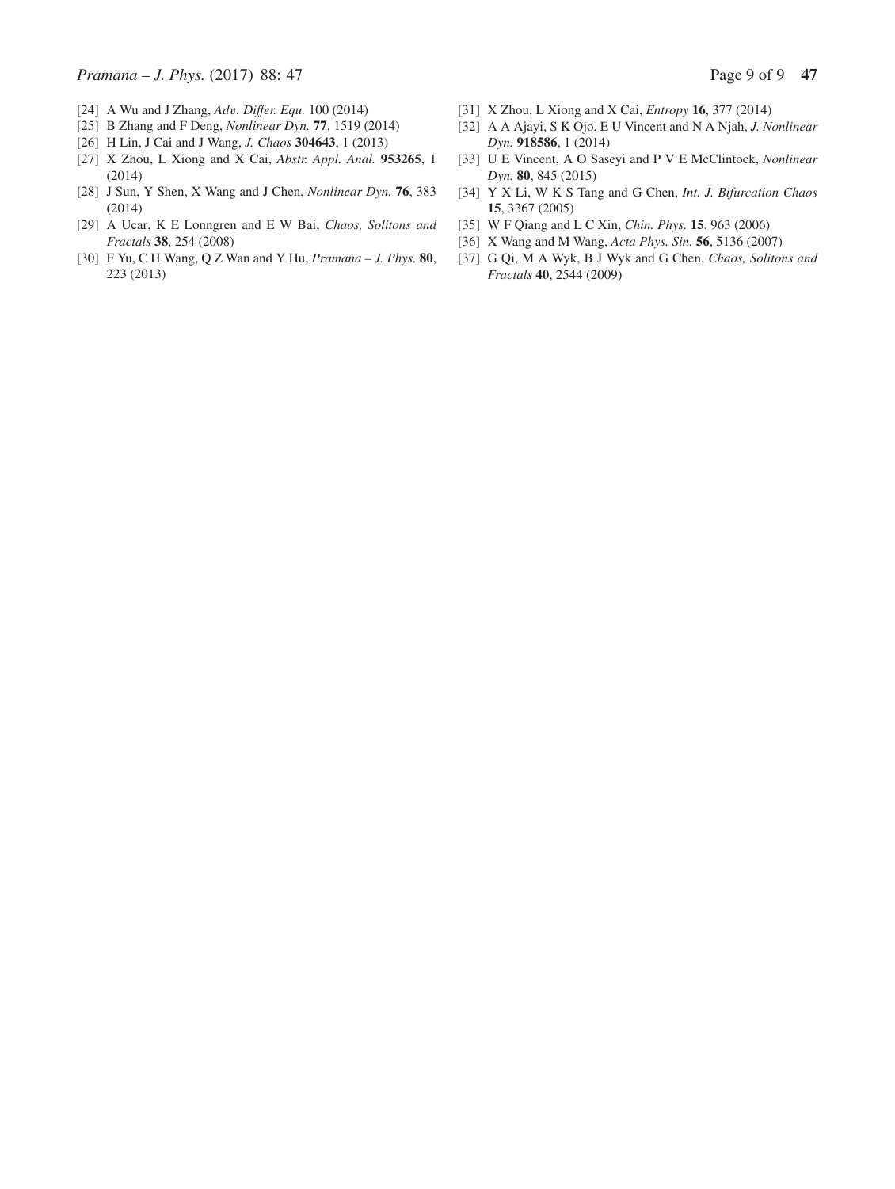[24] A Wu and J Zhang, *Adv. Differ. Equ.* 100 (2014)

[25] B Zhang and F Deng, *Nonlinear Dyn.* **77**, 1519 (2014)

[26] H Lin, J Cai and J Wang, *J. Chaos* **304643**, 1 (2013)

[27] X Zhou, L Xiong and X Cai, *Abstr. Appl. Anal.* **953265**, 1 (2014)

[28] J Sun, Y Shen, X Wang and J Chen, *Nonlinear Dyn.* **76**, 383 (2014)

[29] A Ucar, K E Lonngren and E W Bai, *Chaos, Solitons and Fractals* **38**, 254 (2008)

[30] F Yu, C H Wang, Q Z Wan and Y Hu, *Pramana – J. Phys.* **80**, 223 (2013)

[31] X Zhou, L Xiong and X Cai, *Entropy* **16**, 377 (2014)

[32] A A Ajayi, S K Ojo, E U Vincent and N A Njah, *J. Nonlinear Dyn.* **918586**, 1 (2014)

[33] U E Vincent, A O Saseyi and P V E McClintock, *Nonlinear Dyn.* **80**, 845 (2015)

[34] Y X Li, W K S Tang and G Chen, *Int. J. Bifurcation Chaos* **15**, 3367 (2005)

[35] W F Qiang and L C Xin, *Chin. Phys.* **15**, 963 (2006)

[36] X Wang and M Wang, *Acta Phys. Sin.* **56**, 5136 (2007)

[37] G Qi, M A Wyk, B J Wyk and G Chen, *Chaos, Solitons and Fractals* **40**, 2544 (2009)